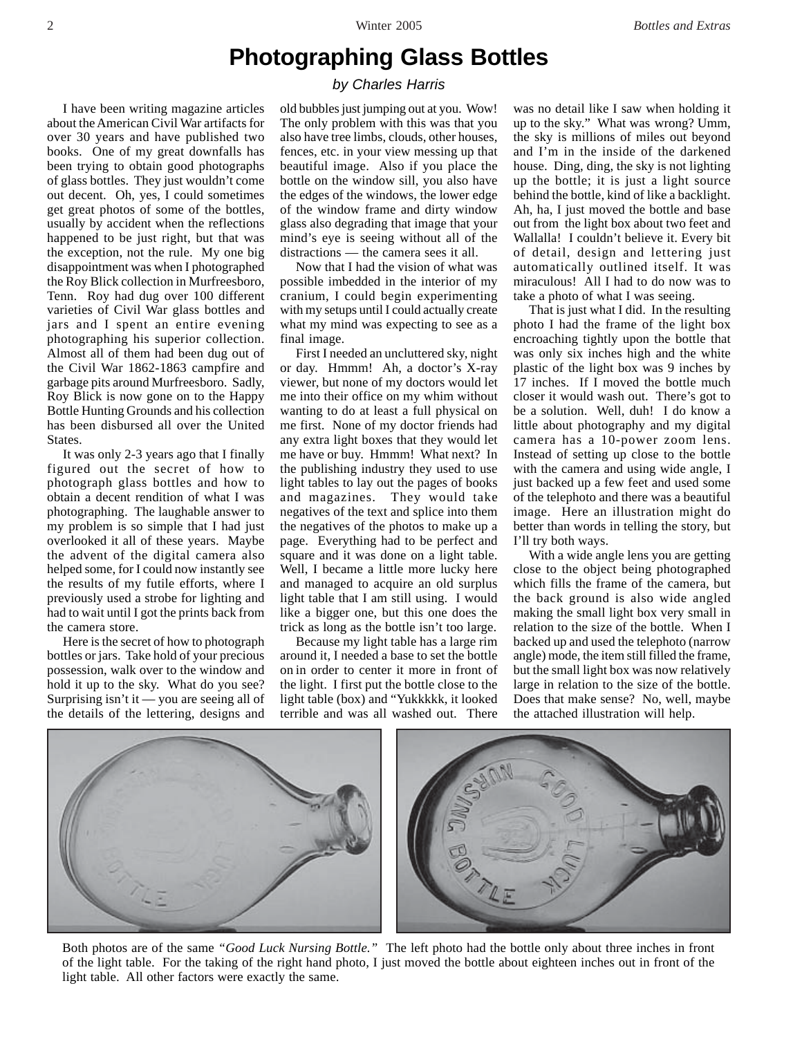# Photographing Glass Bottles

*by Charles Harris*

I have been writing magazine articles about the American Civil War artifacts for over 30 years and have published two books. One of my great downfalls has been trying to obtain good photographs of glass bottles. They just wouldn't come out decent. Oh, yes, I could sometimes get great photos of some of the bottles, usually by accident when the reflections happened to be just right, but that was the exception, not the rule. My one big disappointment was when I photographed the Roy Blick collection in Murfreesboro, Tenn. Roy had dug over 100 different varieties of Civil War glass bottles and jars and I spent an entire evening photographing his superior collection. Almost all of them had been dug out of the Civil War 1862-1863 campfire and garbage pits around Murfreesboro. Sadly, Roy Blick is now gone on to the Happy Bottle Hunting Grounds and his collection has been disbursed all over the United States.

It was only 2-3 years ago that I finally figured out the secret of how to photograph glass bottles and how to obtain a decent rendition of what I was photographing. The laughable answer to my problem is so simple that I had just overlooked it all of these years. Maybe the advent of the digital camera also helped some, for I could now instantly see the results of my futile efforts, where I previously used a strobe for lighting and had to wait until I got the prints back from the camera store.

Here is the secret of how to photograph bottles or jars. Take hold of your precious possession, walk over to the window and hold it up to the sky. What do you see? Surprising isn't it — you are seeing all of the details of the lettering, designs and old bubbles just jumping out at you. Wow! The only problem with this was that you also have tree limbs, clouds, other houses, fences, etc. in your view messing up that beautiful image. Also if you place the bottle on the window sill, you also have the edges of the windows, the lower edge of the window frame and dirty window glass also degrading that image that your mind's eye is seeing without all of the distractions — the camera sees it all.

Now that I had the vision of what was possible imbedded in the interior of my cranium, I could begin experimenting with my setups until I could actually create what my mind was expecting to see as a final image.

First I needed an uncluttered sky, night or day. Hmmm! Ah, a doctor's X-ray viewer, but none of my doctors would let me into their office on my whim without wanting to do at least a full physical on me first. None of my doctor friends had any extra light boxes that they would let me have or buy. Hmmm! What next? In the publishing industry they used to use light tables to lay out the pages of books and magazines. They would take negatives of the text and splice into them the negatives of the photos to make up a page. Everything had to be perfect and square and it was done on a light table. Well, I became a little more lucky here and managed to acquire an old surplus light table that I am still using. I would like a bigger one, but this one does the trick as long as the bottle isn't too large.

Because my light table has a large rim around it, I needed a base to set the bottle on in order to center it more in front of the light. I first put the bottle close to the light table (box) and "Yukkkkk, it looked terrible and was all washed out. There was no detail like I saw when holding it up to the sky." What was wrong? Umm, the sky is millions of miles out beyond and I'm in the inside of the darkened house. Ding, ding, the sky is not lighting up the bottle; it is just a light source behind the bottle, kind of like a backlight. Ah, ha, I just moved the bottle and base out from the light box about two feet and Wallalla! I couldn't believe it. Every bit of detail, design and lettering just automatically outlined itself. It was miraculous! All I had to do now was to take a photo of what I was seeing.

That is just what I did. In the resulting photo I had the frame of the light box encroaching tightly upon the bottle that was only six inches high and the white plastic of the light box was 9 inches by 17 inches. If I moved the bottle much closer it would wash out. There's got to be a solution. Well, duh! I do know a little about photography and my digital camera has a 10-power zoom lens. Instead of setting up close to the bottle with the camera and using wide angle, I just backed up a few feet and used some of the telephoto and there was a beautiful image. Here an illustration might do better than words in telling the story, but I'll try both ways.

With a wide angle lens you are getting close to the object being photographed which fills the frame of the camera, but the back ground is also wide angled making the small light box very small in relation to the size of the bottle. When I backed up and used the telephoto (narrow angle) mode, the item still filled the frame, but the small light box was now relatively large in relation to the size of the bottle. Does that make sense? No, well, maybe the attached illustration will help.

Both photos are of the same *"Good Luck Nursing Bottle."* The left photo had the bottle only about three inches in front of the light table. For the taking of the right hand photo, I just moved the bottle about eighteen inches out in front of the light table. All other factors were exactly the same.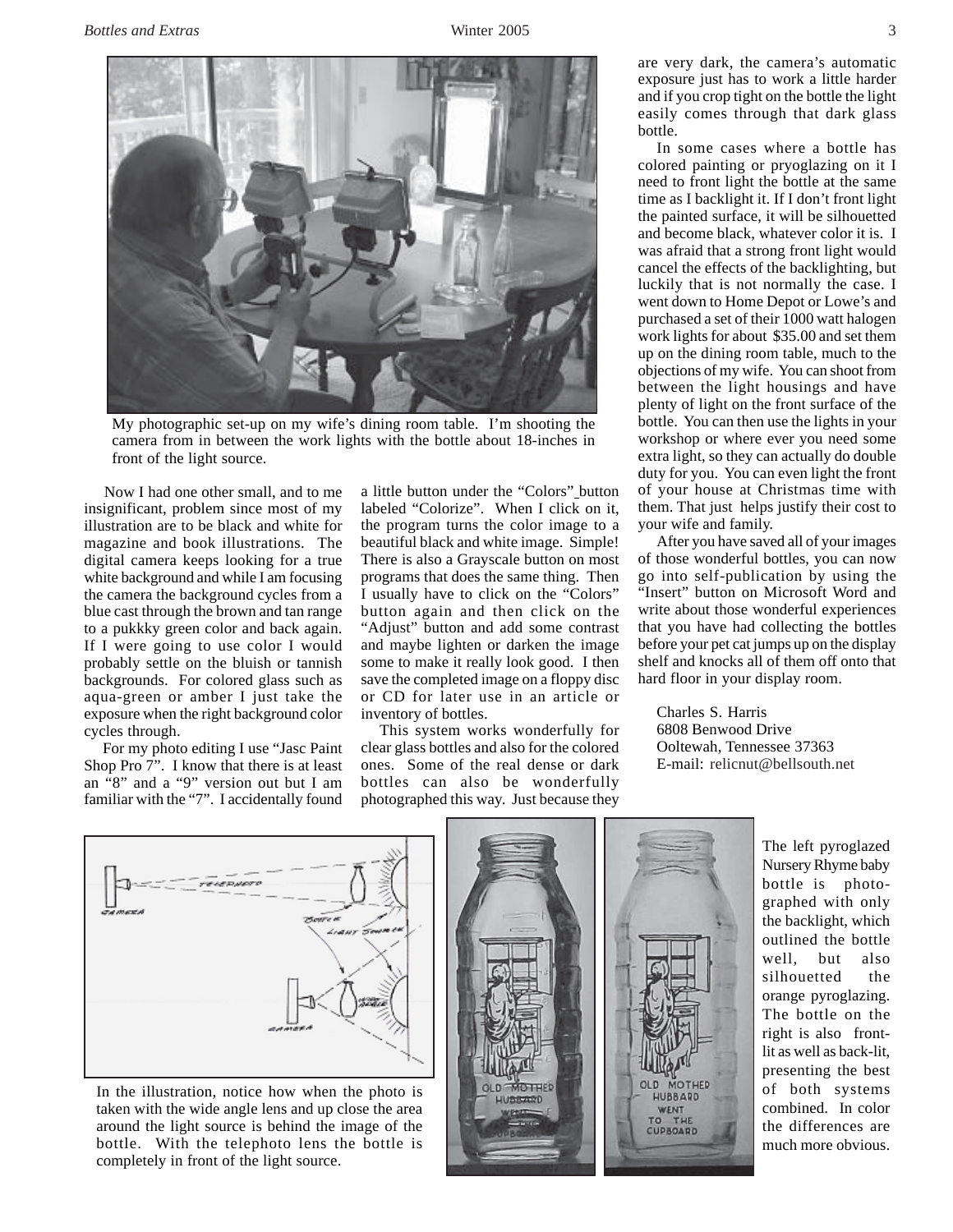My photographic set-up on my wife's dining room table. I'm shooting the camera from in between the work lights with the bottle about 18-inches in front of the light source.

Now I had one other small, and to me insignificant, problem since most of my illustration are to be black and white for magazine and book illustrations. The digital camera keeps looking for a true white background and while I am focusing the camera the background cycles from a blue cast through the brown and tan range to a pukkky green color and back again. If I were going to use color I would probably settle on the bluish or tannish backgrounds. For colored glass such as aqua-green or amber I just take the exposure when the right background color cycles through.

For my photo editing I use "Jasc Paint Shop Pro 7". I know that there is at least an "8" and a "9" version out but I am familiar with the "7". I accidentally found a little button under the "Colors" button labeled "Colorize". When I click on it, the program turns the color image to a beautiful black and white image. Simple! There is also a Grayscale button on most programs that does the same thing. Then I usually have to click on the "Colors" button again and then click on the "Adjust" button and add some contrast and maybe lighten or darken the image some to make it really look good. I then save the completed image on a floppy disc or CD for later use in an article or inventory of bottles.

This system works wonderfully for clear glass bottles and also for the colored ones. Some of the real dense or dark bottles can also be wonderfully photographed this way. Just because they are very dark, the camera's automatic exposure just has to work a little harder and if you crop tight on the bottle the light easily comes through that dark glass bottle.

In some cases where a bottle has colored painting or pryoglazing on it I need to front light the bottle at the same time as I backlight it. If I don't front light the painted surface, it will be silhouetted and become black, whatever color it is. I was afraid that a strong front light would cancel the effects of the backlighting, but luckily that is not normally the case. I went down to Home Depot or Lowe's and purchased a set of their 1000 watt halogen work lights for about $35.00 and set them up on the dining room table, much to the objections of my wife. You can shoot from between the light housings and have plenty of light on the front surface of the bottle. You can then use the lights in your workshop or where ever you need some extra light, so they can actually do double duty for you. You can even light the front of your house at Christmas time with them. That just helps justify their cost to your wife and family.

After you have saved all of your images of those wonderful bottles, you can now go into self-publication by using the "Insert" button on Microsoft Word and write about those wonderful experiences that you have had collecting the bottles before your pet cat jumps up on the display shelf and knocks all of them off onto that hard floor in your display room.

Charles S. Harris
6808 Benwood Drive
Ooltewah, Tennessee 37363
E-mail: relicnut@bellsouth.net

In the illustration, notice how when the photo is taken with the wide angle lens and up close the area around the light source is behind the image of the bottle. With the telephoto lens the bottle is completely in front of the light source.

The left pyroglazed Nursery Rhyme baby bottle is photographed with only the backlight, which outlined the bottle well, but also silhouetted the orange pyroglazing. The bottle on the right is also front-lit as well as back-lit, presenting the best of both systems combined. In color the differences are much more obvious.